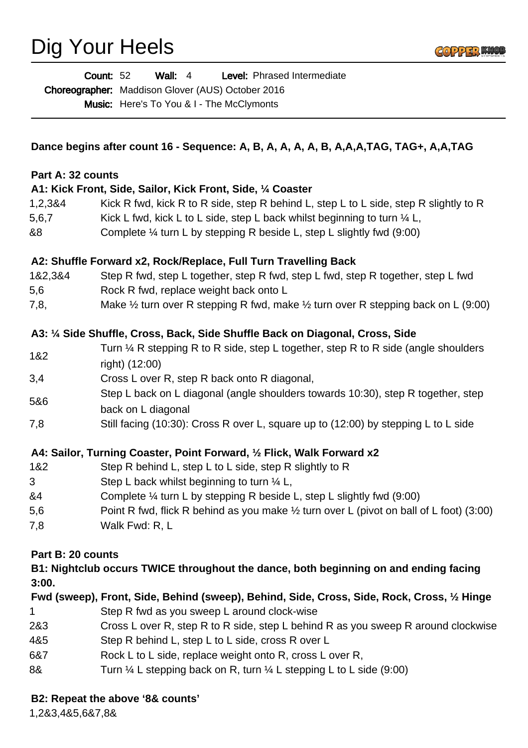# Dig Your Heels

**Count:** 52 **Wall:** 4 **Level:** Phrased Intermediate
**Choreographer:** Madison Glover (AUS) October 2016
**Music:** Here's To You & I - The McClymonts

---

**Dance begins after count 16 - Sequence: A, B, A, A, A, A, B, A,A,A,TAG, TAG+, A,A,TAG**

**Part A: 32 counts**

**A1: Kick Front, Side, Sailor, Kick Front, Side, ¼ Coaster**

| | |
|---|---|
| 1,2,3&4 | Kick R fwd, kick R to R side, step R behind L, step L to L side, step R slightly to R |
| 5,6,7 | Kick L fwd, kick L to L side, step L back whilst beginning to turn ¼ L, |
| &8 | Complete ¼ turn L by stepping R beside L, step L slightly fwd (9:00) |

**A2: Shuffle Forward x2, Rock/Replace, Full Turn Travelling Back**

| | |
|---|---|
| 1&2,3&4 | Step R fwd, step L together, step R fwd, step L fwd, step R together, step L fwd |
| 5,6 | Rock R fwd, replace weight back onto L |
| 7,8, | Make ½ turn over R stepping R fwd, make ½ turn over R stepping back on L (9:00) |

**A3: ¼ Side Shuffle, Cross, Back, Side Shuffle Back on Diagonal, Cross, Side**

| | |
|---|---|
| 1&2 | Turn ¼ R stepping R to R side, step L together, step R to R side (angle shoulders right) (12:00) |
| 3,4 | Cross L over R, step R back onto R diagonal, |
| 5&6 | Step L back on L diagonal (angle shoulders towards 10:30), step R together, step back on L diagonal |
| 7,8 | Still facing (10:30): Cross R over L, square up to (12:00) by stepping L to L side |

**A4: Sailor, Turning Coaster, Point Forward, ½ Flick, Walk Forward x2**

| | |
|---|---|
| 1&2 | Step R behind L, step L to L side, step R slightly to R |
| 3 | Step L back whilst beginning to turn ¼ L, |
| &4 | Complete ¼ turn L by stepping R beside L, step L slightly fwd (9:00) |
| 5,6 | Point R fwd, flick R behind as you make ½ turn over L (pivot on ball of L foot) (3:00) |
| 7,8 | Walk Fwd: R, L |

**Part B: 20 counts**

**B1: Nightclub occurs TWICE throughout the dance, both beginning on and ending facing 3:00.**

**Fwd (sweep), Front, Side, Behind (sweep), Behind, Side, Cross, Side, Rock, Cross, ½ Hinge**

| | |
|---|---|
| 1 | Step R fwd as you sweep L around clock-wise |
| 2&3 | Cross L over R, step R to R side, step L behind R as you sweep R around clockwise |
| 4&5 | Step R behind L, step L to L side, cross R over L |
| 6&7 | Rock L to L side, replace weight onto R, cross L over R, |
| 8& | Turn ¼ L stepping back on R, turn ¼ L stepping L to L side (9:00) |

**B2: Repeat the above '8& counts'**

1,2&3,4&5,6&7,8&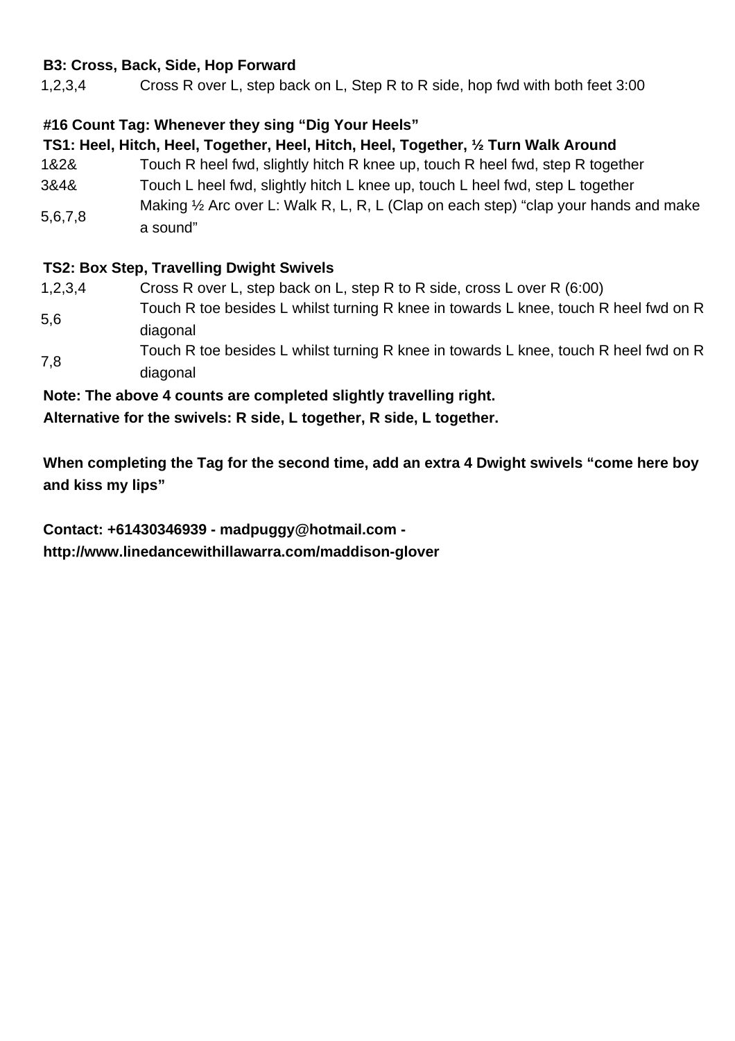**B3: Cross, Back, Side, Hop Forward**

| | |
|---|---|
| 1,2,3,4 | Cross R over L, step back on L, Step R to R side, hop fwd with both feet 3:00 |

**#16 Count Tag: Whenever they sing "Dig Your Heels"**

**TS1: Heel, Hitch, Heel, Together, Heel, Hitch, Heel, Together, ½ Turn Walk Around**

| | |
|---|---|
| 1&2& | Touch R heel fwd, slightly hitch R knee up, touch R heel fwd, step R together |
| 3&4& | Touch L heel fwd, slightly hitch L knee up, touch L heel fwd, step L together |
| 5,6,7,8 | Making ½ Arc over L: Walk R, L, R, L (Clap on each step) "clap your hands and make a sound" |

**TS2: Box Step, Travelling Dwight Swivels**

| | |
|---|---|
| 1,2,3,4 | Cross R over L, step back on L, step R to R side, cross L over R (6:00) |
| 5,6 | Touch R toe besides L whilst turning R knee in towards L knee, touch R heel fwd on R diagonal |
| 7,8 | Touch R toe besides L whilst turning R knee in towards L knee, touch R heel fwd on R diagonal |

**Note: The above 4 counts are completed slightly travelling right.**
**Alternative for the swivels: R side, L together, R side, L together.**

**When completing the Tag for the second time, add an extra 4 Dwight swivels "come here boy and kiss my lips"**

**Contact: +61430346939 - madpuggy@hotmail.com - http://www.linedancewithillawarra.com/maddison-glover**